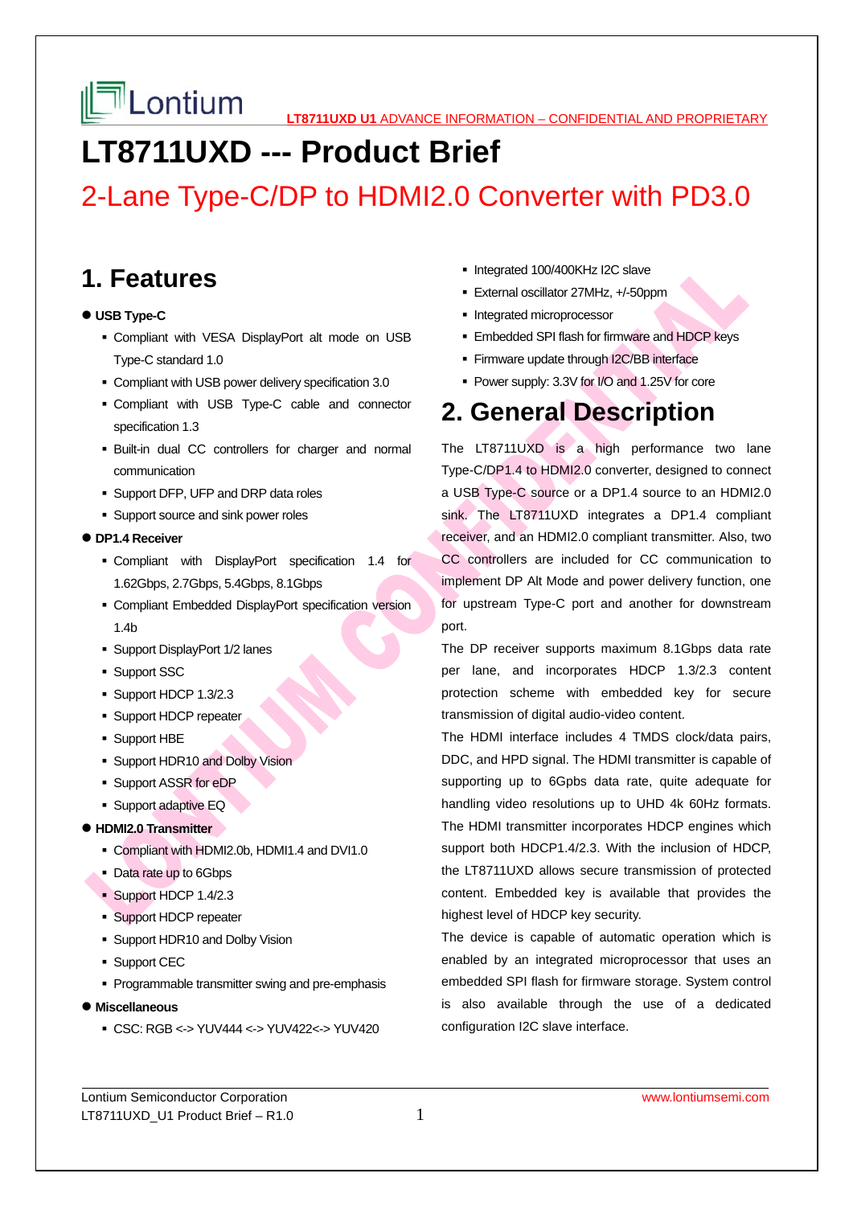# LT8711UXD --- Product Brief

## 2-Lane Type-C/DP to HDMI2.0 Converter with PD3.0

## 1. Features

- **USB Type-C**
  - Compliant with VESA DisplayPort alt mode on USB Type-C standard 1.0
  - Compliant with USB power delivery specification 3.0
  - Compliant with USB Type-C cable and connector specification 1.3
  - Built-in dual CC controllers for charger and normal communication
  - Support DFP, UFP and DRP data roles
  - Support source and sink power roles
- **DP1.4 Receiver**
  - Compliant with DisplayPort specification 1.4 for 1.62Gbps, 2.7Gbps, 5.4Gbps, 8.1Gbps
  - Compliant Embedded DisplayPort specification version 1.4b
  - Support DisplayPort 1/2 lanes
  - Support SSC
  - Support HDCP 1.3/2.3
  - Support HDCP repeater
  - Support HBE
  - Support HDR10 and Dolby Vision
  - Support ASSR for eDP
  - Support adaptive EQ
- **HDMI2.0 Transmitter**
  - Compliant with HDMI2.0b, HDMI1.4 and DVI1.0
  - Data rate up to 6Gbps
  - Support HDCP 1.4/2.3
  - Support HDCP repeater
  - Support HDR10 and Dolby Vision
  - Support CEC
  - Programmable transmitter swing and pre-emphasis
- **Miscellaneous**
  - CSC: RGB <-> YUV444 <-> YUV422<-> YUV420
  - Integrated 100/400KHz I2C slave
  - External oscillator 27MHz, +/-50ppm
  - Integrated microprocessor
  - Embedded SPI flash for firmware and HDCP keys
  - Firmware update through I2C/BB interface
  - Power supply: 3.3V for I/O and 1.25V for core

## 2. General Description

The LT8711UXD is a high performance two lane Type-C/DP1.4 to HDMI2.0 converter, designed to connect a USB Type-C source or a DP1.4 source to an HDMI2.0 sink. The LT8711UXD integrates a DP1.4 compliant receiver, and an HDMI2.0 compliant transmitter. Also, two CC controllers are included for CC communication to implement DP Alt Mode and power delivery function, one for upstream Type-C port and another for downstream port.

The DP receiver supports maximum 8.1Gbps data rate per lane, and incorporates HDCP 1.3/2.3 content protection scheme with embedded key for secure transmission of digital audio-video content.

The HDMI interface includes 4 TMDS clock/data pairs, DDC, and HPD signal. The HDMI transmitter is capable of supporting up to 6Gpbs data rate, quite adequate for handling video resolutions up to UHD 4k 60Hz formats. The HDMI transmitter incorporates HDCP engines which support both HDCP1.4/2.3. With the inclusion of HDCP, the LT8711UXD allows secure transmission of protected content. Embedded key is available that provides the highest level of HDCP key security.

The device is capable of automatic operation which is enabled by an integrated microprocessor that uses an embedded SPI flash for firmware storage. System control is also available through the use of a dedicated configuration I2C slave interface.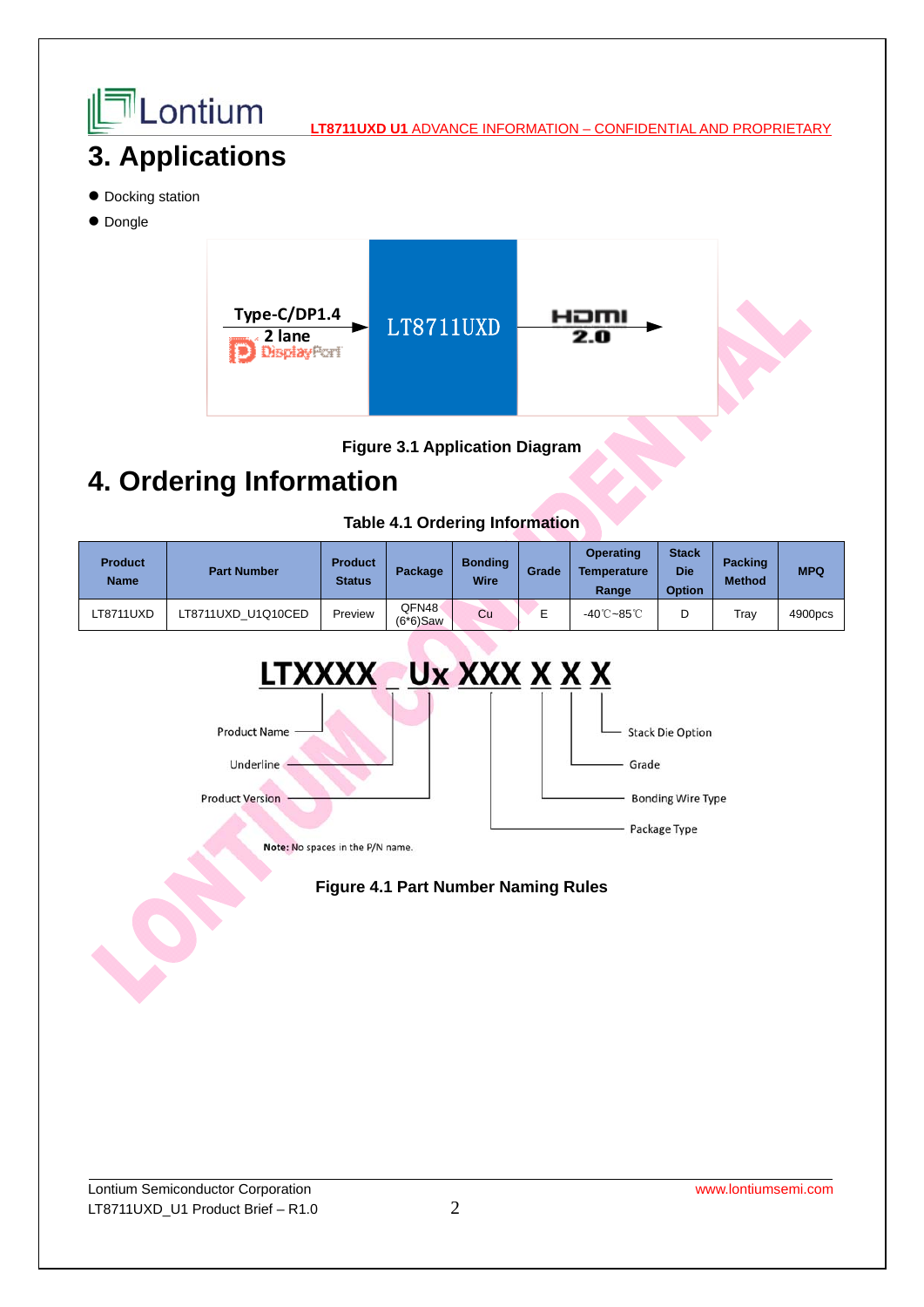# 3. Applications

- Docking station
- Dongle

Type-C/DP1.4 2 lane DisplayPort → LT8711UXD → HDMI 2.0

Figure 3.1 Application Diagram

# 4. Ordering Information

Table 4.1 Ordering Information

| Product Name | Part Number | Product Status | Package | Bonding Wire | Grade | Operating Temperature Range | Stack Die Option | Packing Method | MPQ |
|---|---|---|---|---|---|---|---|---|---|
| LT8711UXD | LT8711UXD_U1Q10CED | Preview | QFN48 (6*6)Saw | Cu | E | -40℃~85℃ | D | Tray | 4900pcs |

LTXXXX _ Ux XXX X X X

- Product Name
- Underline
- Product Version
- Package Type
- Bonding Wire Type
- Grade
- Stack Die Option

**Note:** No spaces in the P/N name.

Figure 4.1 Part Number Naming Rules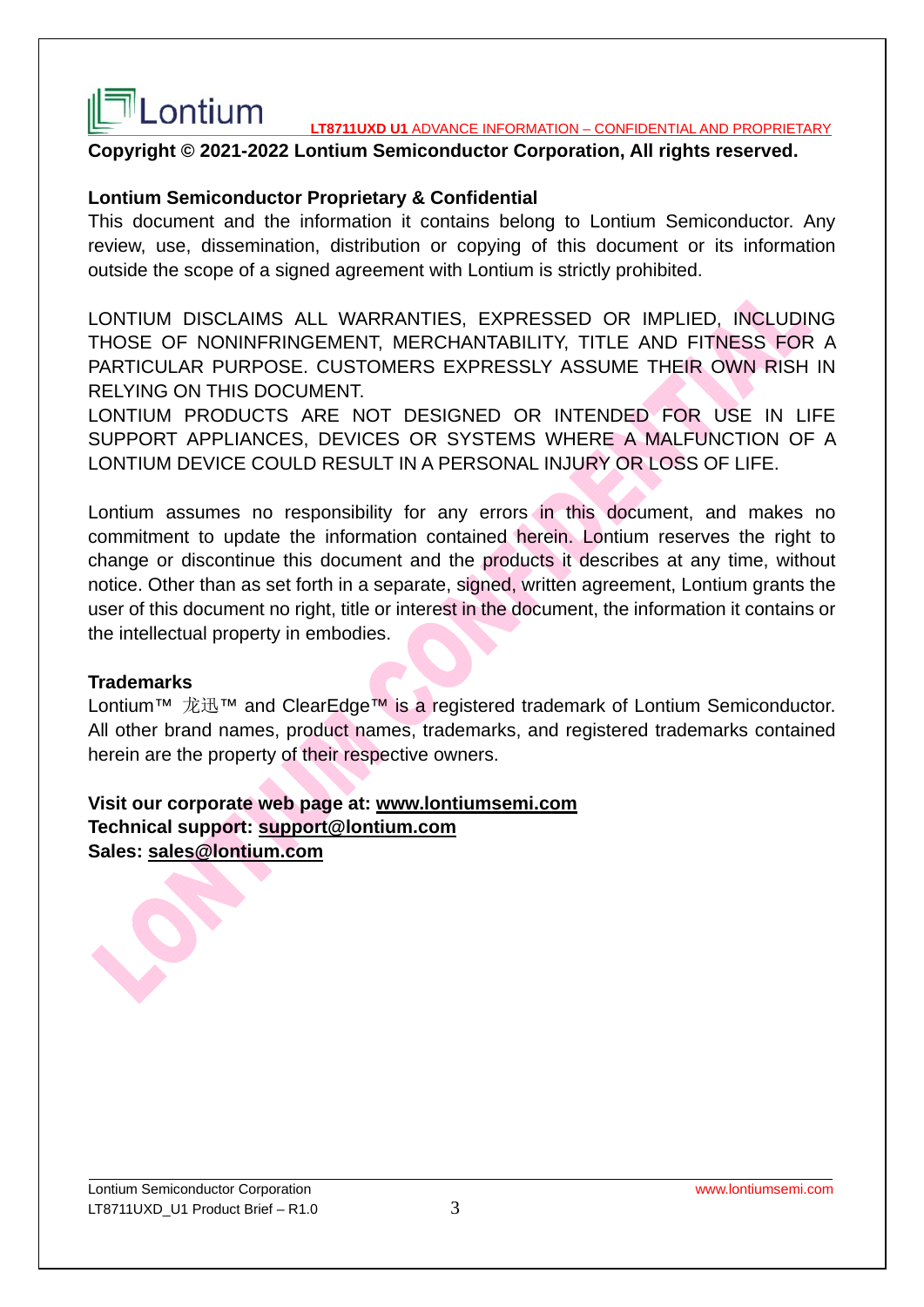**Copyright © 2021-2022 Lontium Semiconductor Corporation, All rights reserved.**

**Lontium Semiconductor Proprietary & Confidential**

This document and the information it contains belong to Lontium Semiconductor. Any review, use, dissemination, distribution or copying of this document or its information outside the scope of a signed agreement with Lontium is strictly prohibited.

LONTIUM DISCLAIMS ALL WARRANTIES, EXPRESSED OR IMPLIED, INCLUDING THOSE OF NONINFRINGEMENT, MERCHANTABILITY, TITLE AND FITNESS FOR A PARTICULAR PURPOSE. CUSTOMERS EXPRESSLY ASSUME THEIR OWN RISH IN RELYING ON THIS DOCUMENT.

LONTIUM PRODUCTS ARE NOT DESIGNED OR INTENDED FOR USE IN LIFE SUPPORT APPLIANCES, DEVICES OR SYSTEMS WHERE A MALFUNCTION OF A LONTIUM DEVICE COULD RESULT IN A PERSONAL INJURY OR LOSS OF LIFE.

Lontium assumes no responsibility for any errors in this document, and makes no commitment to update the information contained herein. Lontium reserves the right to change or discontinue this document and the products it describes at any time, without notice. Other than as set forth in a separate, signed, written agreement, Lontium grants the user of this document no right, title or interest in the document, the information it contains or the intellectual property in embodies.

**Trademarks**

Lontium™ 龙迅™ and ClearEdge™ is a registered trademark of Lontium Semiconductor. All other brand names, product names, trademarks, and registered trademarks contained herein are the property of their respective owners.

**Visit our corporate web page at: www.lontiumsemi.com**
**Technical support: support@lontium.com**
**Sales: sales@lontium.com**